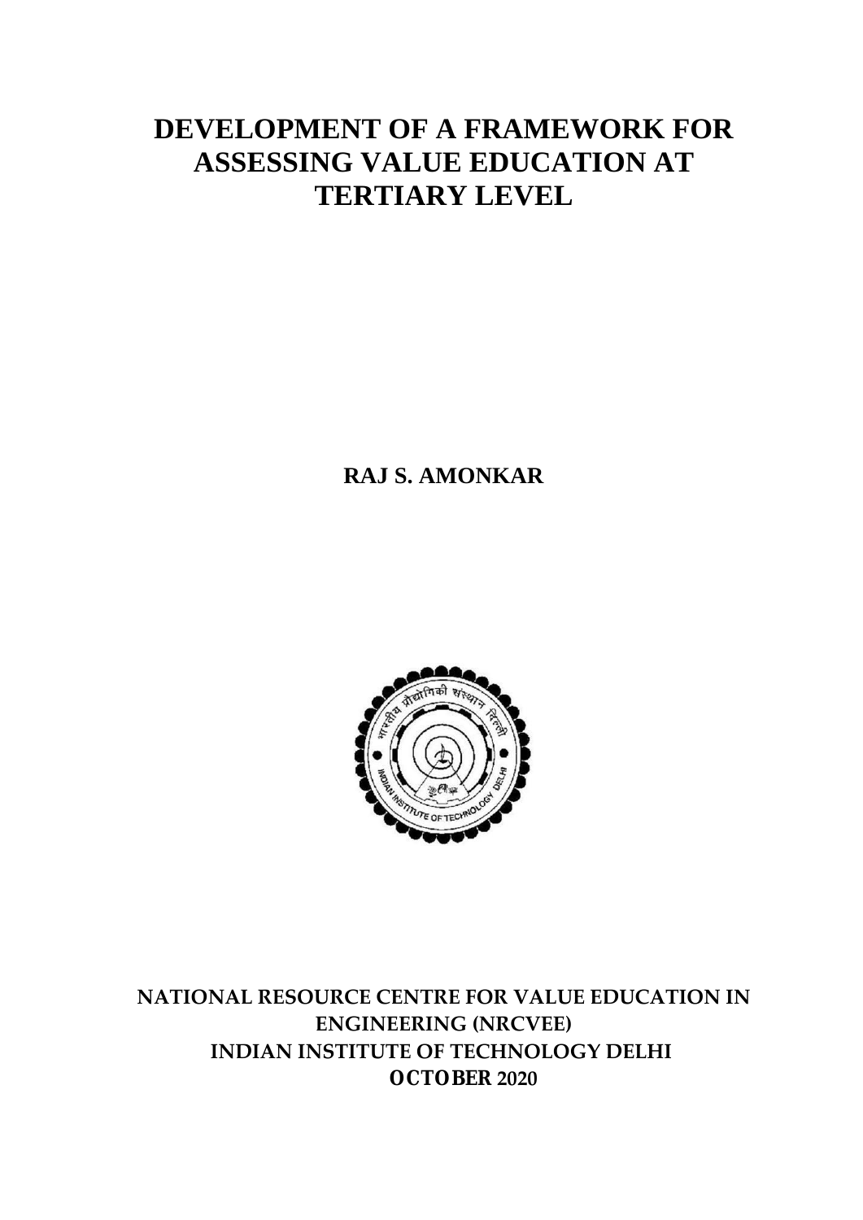# DEVELOPMENT OF A FRAMEWORK FOR ASSESSING VALUE EDUCATION AT TERTIARY LEVEL

**RAJ S. AMONKAR**

**NATIONAL RESOURCE CENTRE FOR VALUE EDUCATION IN ENGINEERING (NRCVEE)**
**INDIAN INSTITUTE OF TECHNOLOGY DELHI**
**OCTOBER 2020**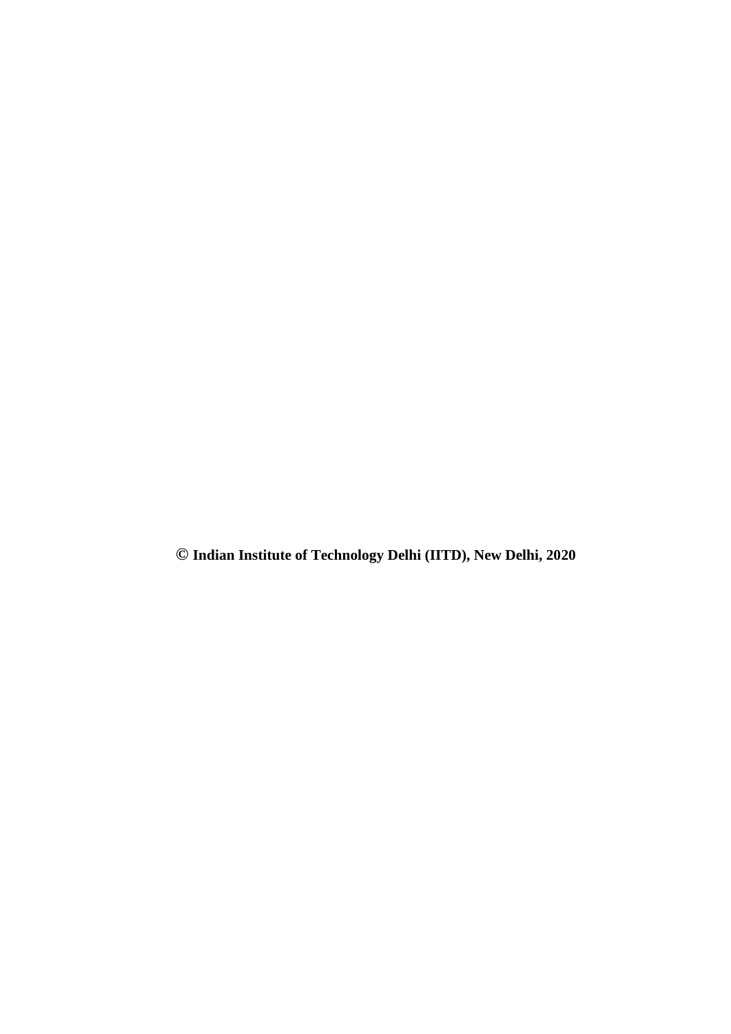**© Indian Institute of Technology Delhi (IITD), New Delhi, 2020**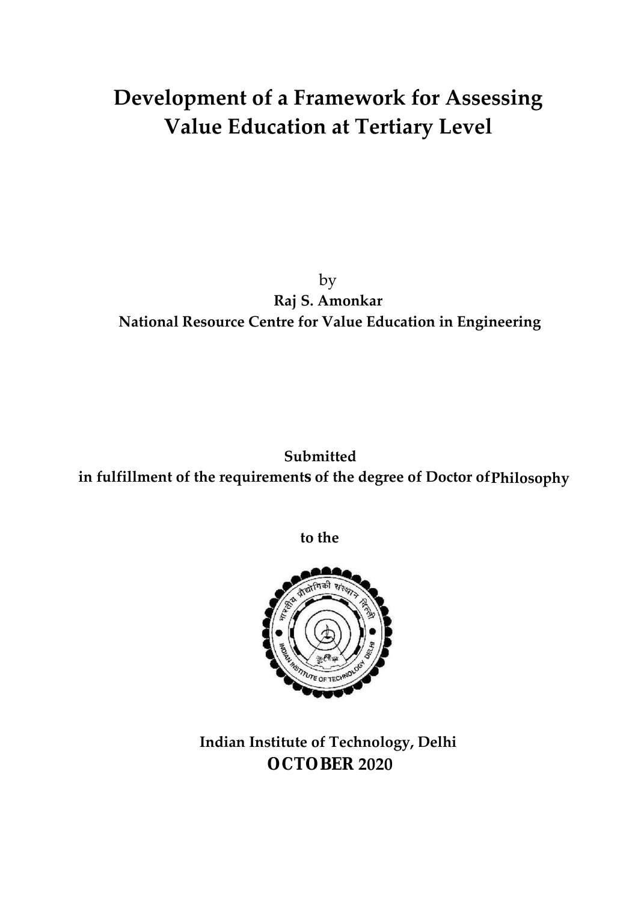# Development of a Framework for Assessing Value Education at Tertiary Level

by

**Raj S. Amonkar**

**National Resource Centre for Value Education in Engineering**

**Submitted**

**in fulfillment of the requirements of the degree of Doctor of Philosophy**

**to the**

**Indian Institute of Technology, Delhi**

**OCTOBER 2020**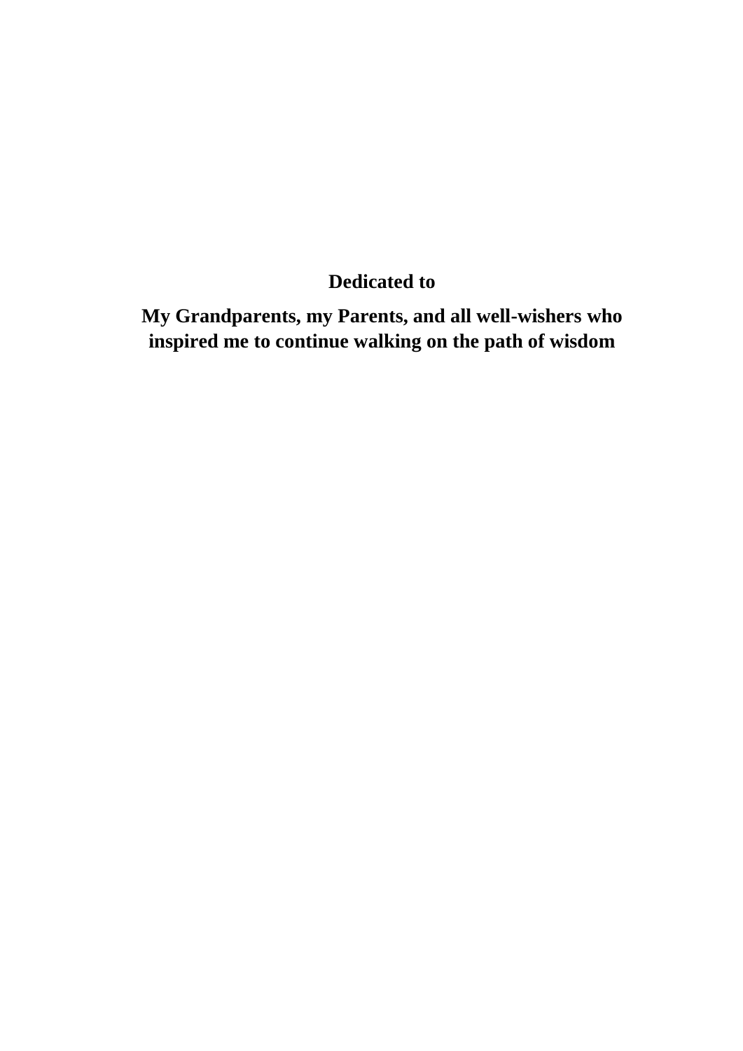**Dedicated to**

**My Grandparents, my Parents, and all well-wishers who inspired me to continue walking on the path of wisdom**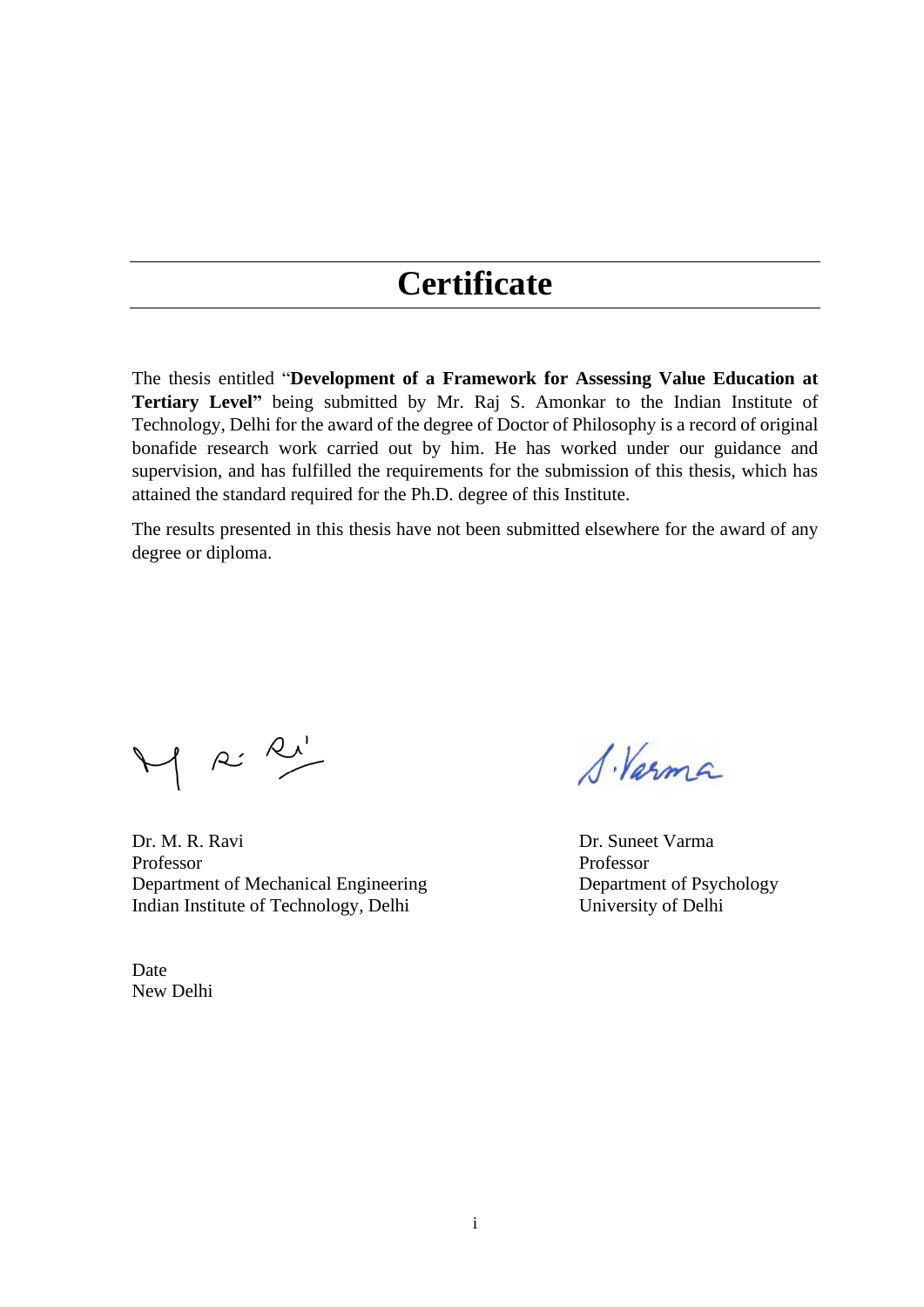# Certificate

The thesis entitled "**Development of a Framework for Assessing Value Education at Tertiary Level"** being submitted by Mr. Raj S. Amonkar to the Indian Institute of Technology, Delhi for the award of the degree of Doctor of Philosophy is a record of original bonafide research work carried out by him. He has worked under our guidance and supervision, and has fulfilled the requirements for the submission of this thesis, which has attained the standard required for the Ph.D. degree of this Institute.

The results presented in this thesis have not been submitted elsewhere for the award of any degree or diploma.

Dr. M. R. Ravi
Professor
Department of Mechanical Engineering
Indian Institute of Technology, Delhi

Dr. Suneet Varma
Professor
Department of Psychology
University of Delhi

Date
New Delhi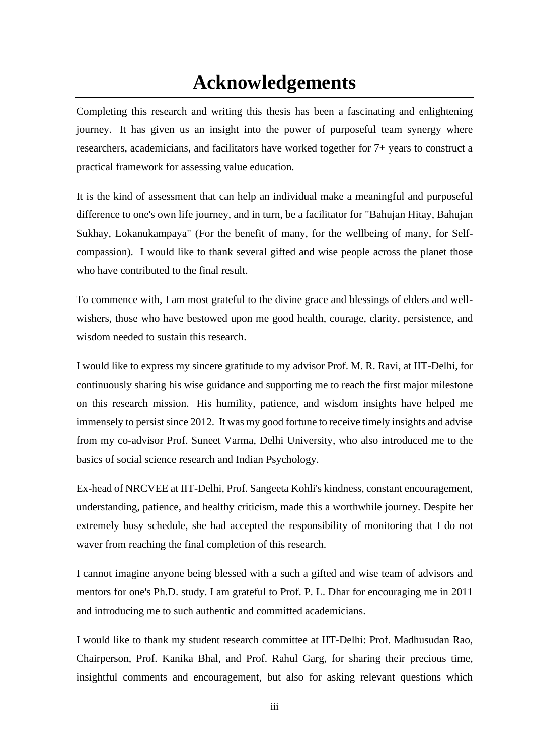# Acknowledgements

Completing this research and writing this thesis has been a fascinating and enlightening journey. It has given us an insight into the power of purposeful team synergy where researchers, academicians, and facilitators have worked together for 7+ years to construct a practical framework for assessing value education.

It is the kind of assessment that can help an individual make a meaningful and purposeful difference to one's own life journey, and in turn, be a facilitator for "Bahujan Hitay, Bahujan Sukhay, Lokanukampaya" (For the benefit of many, for the wellbeing of many, for Self-compassion). I would like to thank several gifted and wise people across the planet those who have contributed to the final result.

To commence with, I am most grateful to the divine grace and blessings of elders and well-wishers, those who have bestowed upon me good health, courage, clarity, persistence, and wisdom needed to sustain this research.

I would like to express my sincere gratitude to my advisor Prof. M. R. Ravi, at IIT-Delhi, for continuously sharing his wise guidance and supporting me to reach the first major milestone on this research mission. His humility, patience, and wisdom insights have helped me immensely to persist since 2012. It was my good fortune to receive timely insights and advise from my co-advisor Prof. Suneet Varma, Delhi University, who also introduced me to the basics of social science research and Indian Psychology.

Ex-head of NRCVEE at IIT-Delhi, Prof. Sangeeta Kohli's kindness, constant encouragement, understanding, patience, and healthy criticism, made this a worthwhile journey. Despite her extremely busy schedule, she had accepted the responsibility of monitoring that I do not waver from reaching the final completion of this research.

I cannot imagine anyone being blessed with a such a gifted and wise team of advisors and mentors for one's Ph.D. study. I am grateful to Prof. P. L. Dhar for encouraging me in 2011 and introducing me to such authentic and committed academicians.

I would like to thank my student research committee at IIT-Delhi: Prof. Madhusudan Rao, Chairperson, Prof. Kanika Bhal, and Prof. Rahul Garg, for sharing their precious time, insightful comments and encouragement, but also for asking relevant questions which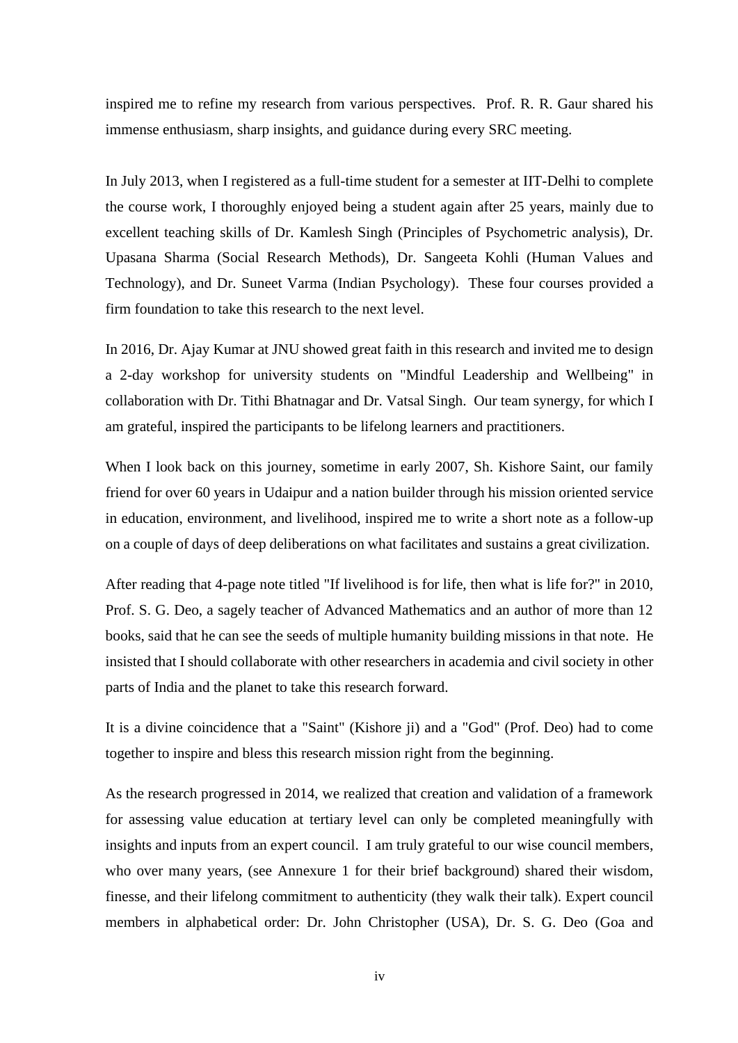inspired me to refine my research from various perspectives. Prof. R. R. Gaur shared his immense enthusiasm, sharp insights, and guidance during every SRC meeting.

In July 2013, when I registered as a full-time student for a semester at IIT-Delhi to complete the course work, I thoroughly enjoyed being a student again after 25 years, mainly due to excellent teaching skills of Dr. Kamlesh Singh (Principles of Psychometric analysis), Dr. Upasana Sharma (Social Research Methods), Dr. Sangeeta Kohli (Human Values and Technology), and Dr. Suneet Varma (Indian Psychology). These four courses provided a firm foundation to take this research to the next level.

In 2016, Dr. Ajay Kumar at JNU showed great faith in this research and invited me to design a 2-day workshop for university students on "Mindful Leadership and Wellbeing" in collaboration with Dr. Tithi Bhatnagar and Dr. Vatsal Singh. Our team synergy, for which I am grateful, inspired the participants to be lifelong learners and practitioners.

When I look back on this journey, sometime in early 2007, Sh. Kishore Saint, our family friend for over 60 years in Udaipur and a nation builder through his mission oriented service in education, environment, and livelihood, inspired me to write a short note as a follow-up on a couple of days of deep deliberations on what facilitates and sustains a great civilization.

After reading that 4-page note titled "If livelihood is for life, then what is life for?" in 2010, Prof. S. G. Deo, a sagely teacher of Advanced Mathematics and an author of more than 12 books, said that he can see the seeds of multiple humanity building missions in that note. He insisted that I should collaborate with other researchers in academia and civil society in other parts of India and the planet to take this research forward.

It is a divine coincidence that a "Saint" (Kishore ji) and a "God" (Prof. Deo) had to come together to inspire and bless this research mission right from the beginning.

As the research progressed in 2014, we realized that creation and validation of a framework for assessing value education at tertiary level can only be completed meaningfully with insights and inputs from an expert council. I am truly grateful to our wise council members, who over many years, (see Annexure 1 for their brief background) shared their wisdom, finesse, and their lifelong commitment to authenticity (they walk their talk). Expert council members in alphabetical order: Dr. John Christopher (USA), Dr. S. G. Deo (Goa and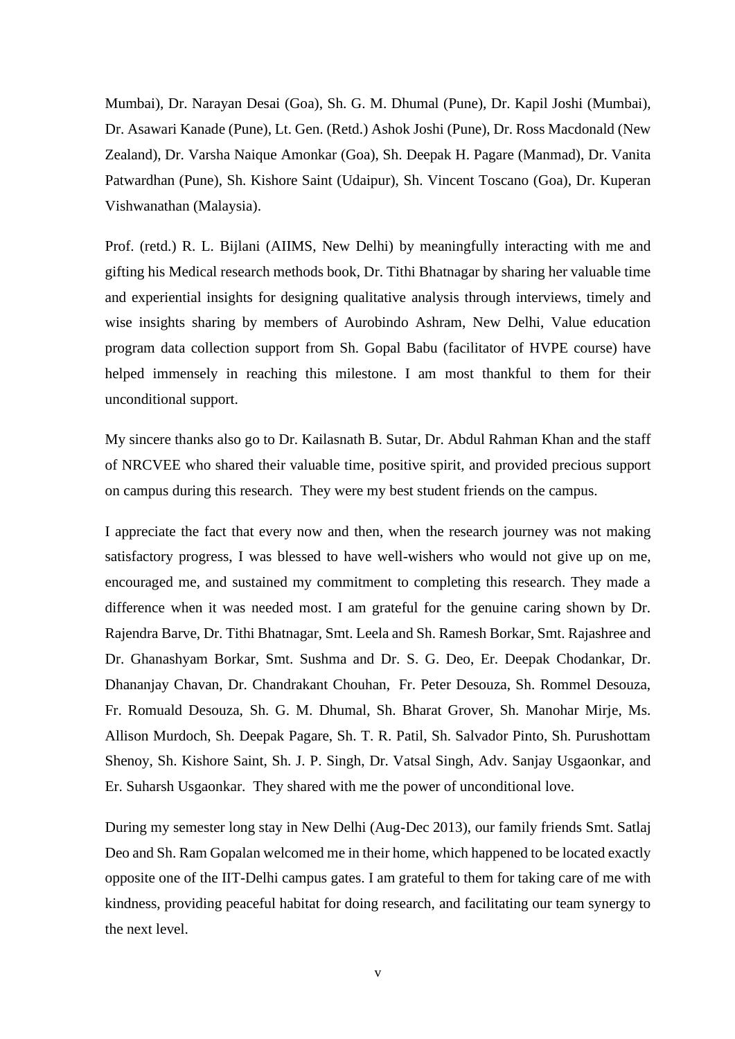Mumbai), Dr. Narayan Desai (Goa), Sh. G. M. Dhumal (Pune), Dr. Kapil Joshi (Mumbai), Dr. Asawari Kanade (Pune), Lt. Gen. (Retd.) Ashok Joshi (Pune), Dr. Ross Macdonald (New Zealand), Dr. Varsha Naique Amonkar (Goa), Sh. Deepak H. Pagare (Manmad), Dr. Vanita Patwardhan (Pune), Sh. Kishore Saint (Udaipur), Sh. Vincent Toscano (Goa), Dr. Kuperan Vishwanathan (Malaysia).

Prof. (retd.) R. L. Bijlani (AIIMS, New Delhi) by meaningfully interacting with me and gifting his Medical research methods book, Dr. Tithi Bhatnagar by sharing her valuable time and experiential insights for designing qualitative analysis through interviews, timely and wise insights sharing by members of Aurobindo Ashram, New Delhi, Value education program data collection support from Sh. Gopal Babu (facilitator of HVPE course) have helped immensely in reaching this milestone. I am most thankful to them for their unconditional support.

My sincere thanks also go to Dr. Kailasnath B. Sutar, Dr. Abdul Rahman Khan and the staff of NRCVEE who shared their valuable time, positive spirit, and provided precious support on campus during this research. They were my best student friends on the campus.

I appreciate the fact that every now and then, when the research journey was not making satisfactory progress, I was blessed to have well-wishers who would not give up on me, encouraged me, and sustained my commitment to completing this research. They made a difference when it was needed most. I am grateful for the genuine caring shown by Dr. Rajendra Barve, Dr. Tithi Bhatnagar, Smt. Leela and Sh. Ramesh Borkar, Smt. Rajashree and Dr. Ghanashyam Borkar, Smt. Sushma and Dr. S. G. Deo, Er. Deepak Chodankar, Dr. Dhananjay Chavan, Dr. Chandrakant Chouhan, Fr. Peter Desouza, Sh. Rommel Desouza, Fr. Romuald Desouza, Sh. G. M. Dhumal, Sh. Bharat Grover, Sh. Manohar Mirje, Ms. Allison Murdoch, Sh. Deepak Pagare, Sh. T. R. Patil, Sh. Salvador Pinto, Sh. Purushottam Shenoy, Sh. Kishore Saint, Sh. J. P. Singh, Dr. Vatsal Singh, Adv. Sanjay Usgaonkar, and Er. Suharsh Usgaonkar. They shared with me the power of unconditional love.

During my semester long stay in New Delhi (Aug-Dec 2013), our family friends Smt. Satlaj Deo and Sh. Ram Gopalan welcomed me in their home, which happened to be located exactly opposite one of the IIT-Delhi campus gates. I am grateful to them for taking care of me with kindness, providing peaceful habitat for doing research, and facilitating our team synergy to the next level.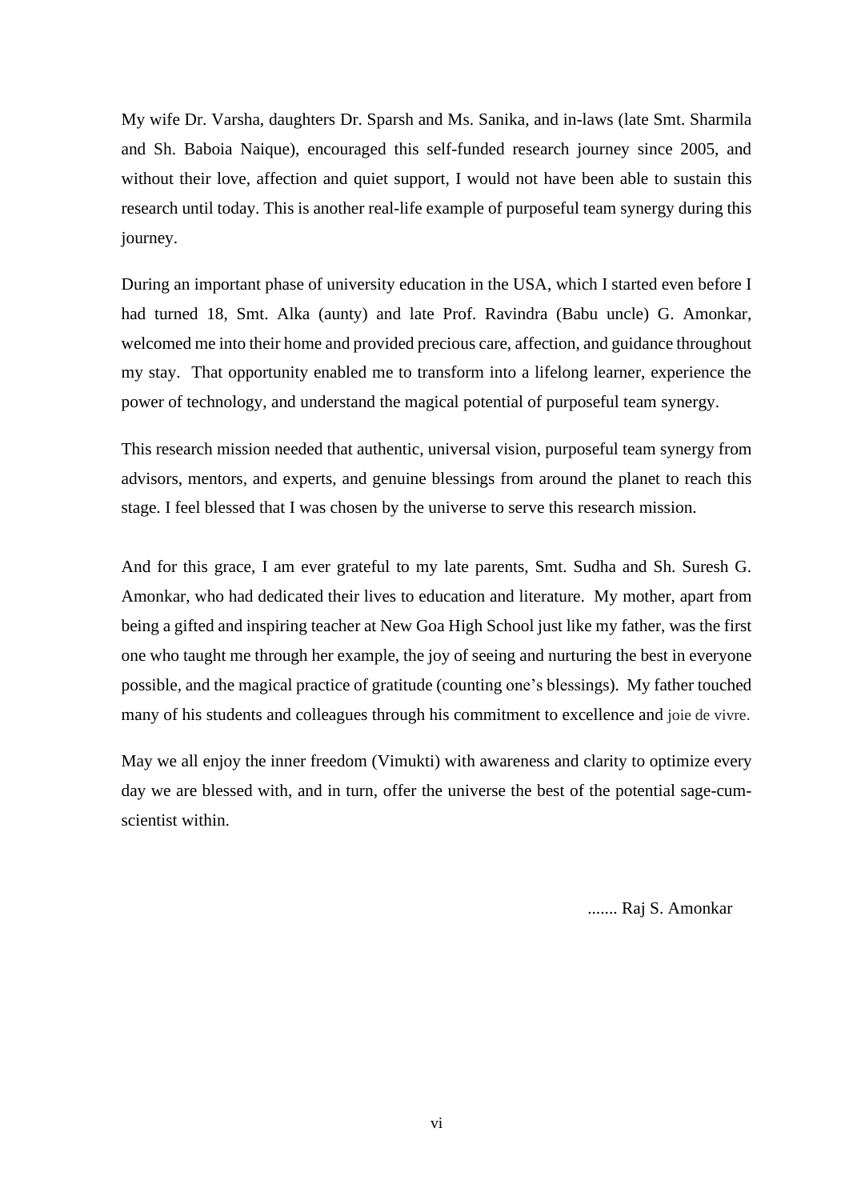My wife Dr. Varsha, daughters Dr. Sparsh and Ms. Sanika, and in-laws (late Smt. Sharmila and Sh. Baboia Naique), encouraged this self-funded research journey since 2005, and without their love, affection and quiet support, I would not have been able to sustain this research until today. This is another real-life example of purposeful team synergy during this journey.

During an important phase of university education in the USA, which I started even before I had turned 18, Smt. Alka (aunty) and late Prof. Ravindra (Babu uncle) G. Amonkar, welcomed me into their home and provided precious care, affection, and guidance throughout my stay. That opportunity enabled me to transform into a lifelong learner, experience the power of technology, and understand the magical potential of purposeful team synergy.

This research mission needed that authentic, universal vision, purposeful team synergy from advisors, mentors, and experts, and genuine blessings from around the planet to reach this stage. I feel blessed that I was chosen by the universe to serve this research mission.

And for this grace, I am ever grateful to my late parents, Smt. Sudha and Sh. Suresh G. Amonkar, who had dedicated their lives to education and literature. My mother, apart from being a gifted and inspiring teacher at New Goa High School just like my father, was the first one who taught me through her example, the joy of seeing and nurturing the best in everyone possible, and the magical practice of gratitude (counting one's blessings). My father touched many of his students and colleagues through his commitment to excellence and joie de vivre.

May we all enjoy the inner freedom (Vimukti) with awareness and clarity to optimize every day we are blessed with, and in turn, offer the universe the best of the potential sage-cum-scientist within.

....... Raj S. Amonkar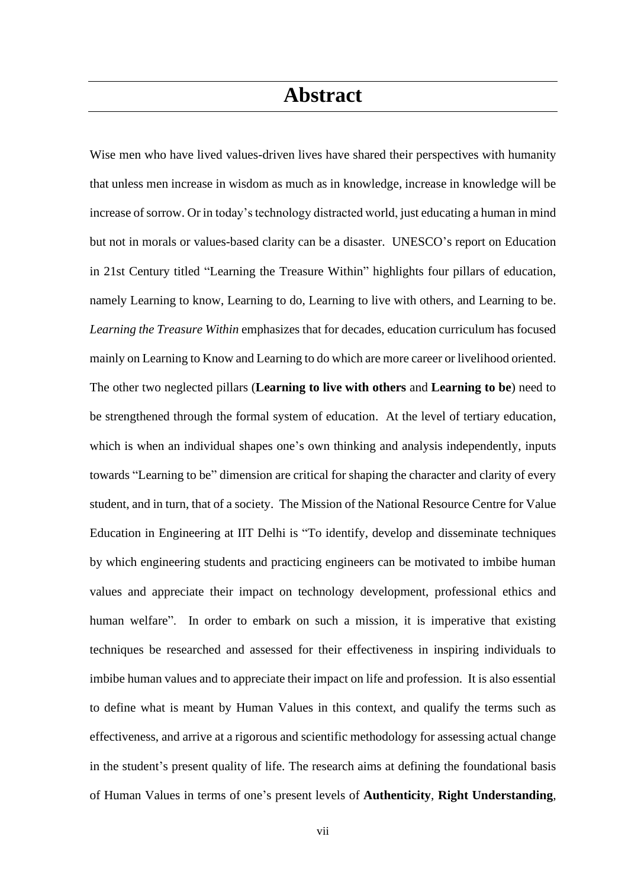# Abstract

Wise men who have lived values-driven lives have shared their perspectives with humanity that unless men increase in wisdom as much as in knowledge, increase in knowledge will be increase of sorrow. Or in today's technology distracted world, just educating a human in mind but not in morals or values-based clarity can be a disaster. UNESCO's report on Education in 21st Century titled "Learning the Treasure Within" highlights four pillars of education, namely Learning to know, Learning to do, Learning to live with others, and Learning to be. *Learning the Treasure Within* emphasizes that for decades, education curriculum has focused mainly on Learning to Know and Learning to do which are more career or livelihood oriented. The other two neglected pillars (**Learning to live with others** and **Learning to be**) need to be strengthened through the formal system of education. At the level of tertiary education, which is when an individual shapes one's own thinking and analysis independently, inputs towards "Learning to be" dimension are critical for shaping the character and clarity of every student, and in turn, that of a society. The Mission of the National Resource Centre for Value Education in Engineering at IIT Delhi is "To identify, develop and disseminate techniques by which engineering students and practicing engineers can be motivated to imbibe human values and appreciate their impact on technology development, professional ethics and human welfare". In order to embark on such a mission, it is imperative that existing techniques be researched and assessed for their effectiveness in inspiring individuals to imbibe human values and to appreciate their impact on life and profession. It is also essential to define what is meant by Human Values in this context, and qualify the terms such as effectiveness, and arrive at a rigorous and scientific methodology for assessing actual change in the student's present quality of life. The research aims at defining the foundational basis of Human Values in terms of one's present levels of **Authenticity**, **Right Understanding**,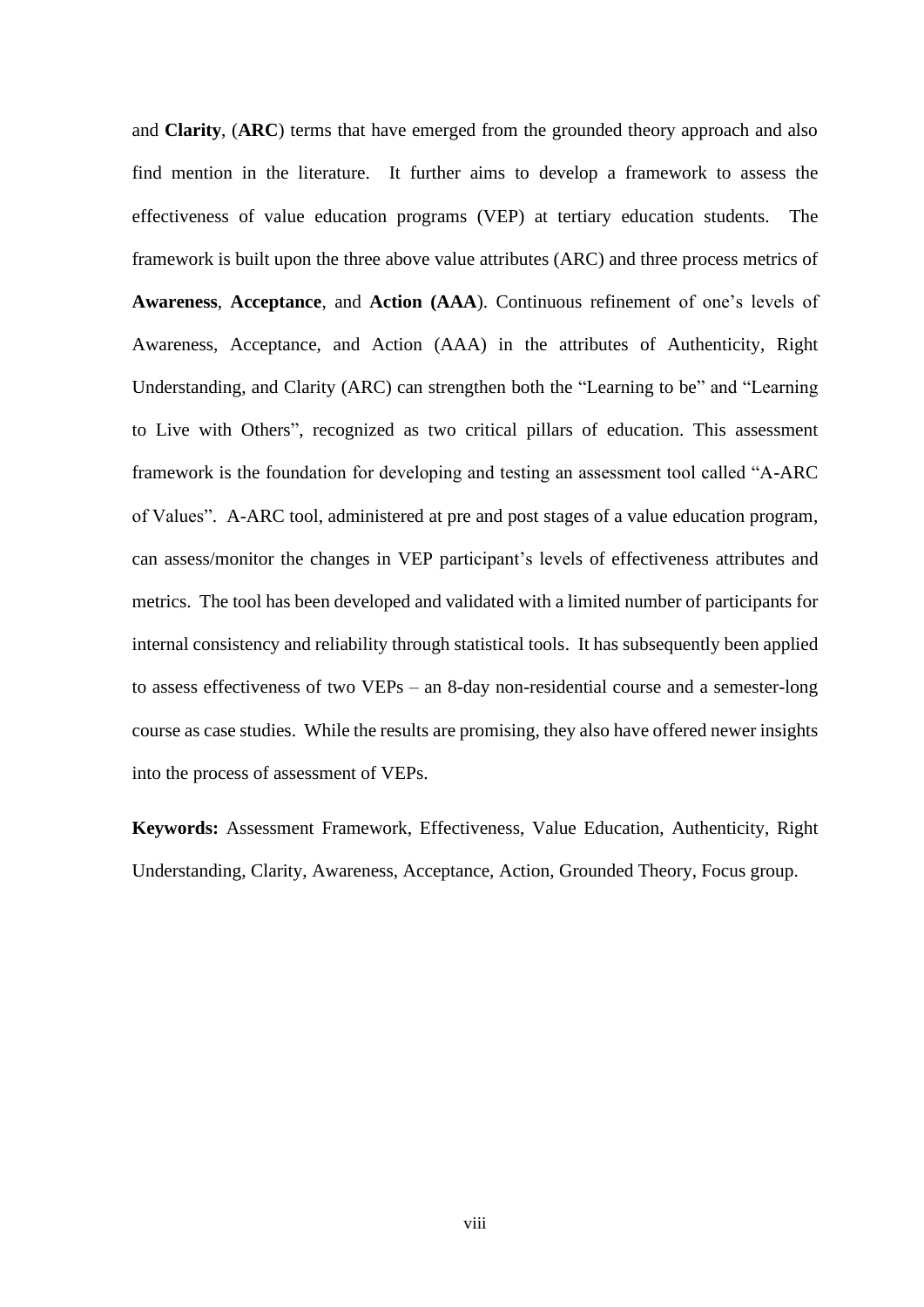and **Clarity**, (**ARC**) terms that have emerged from the grounded theory approach and also find mention in the literature. It further aims to develop a framework to assess the effectiveness of value education programs (VEP) at tertiary education students. The framework is built upon the three above value attributes (ARC) and three process metrics of **Awareness**, **Acceptance**, and **Action (AAA**). Continuous refinement of one's levels of Awareness, Acceptance, and Action (AAA) in the attributes of Authenticity, Right Understanding, and Clarity (ARC) can strengthen both the "Learning to be" and "Learning to Live with Others", recognized as two critical pillars of education. This assessment framework is the foundation for developing and testing an assessment tool called "A-ARC of Values". A-ARC tool, administered at pre and post stages of a value education program, can assess/monitor the changes in VEP participant's levels of effectiveness attributes and metrics. The tool has been developed and validated with a limited number of participants for internal consistency and reliability through statistical tools. It has subsequently been applied to assess effectiveness of two VEPs – an 8-day non-residential course and a semester-long course as case studies. While the results are promising, they also have offered newer insights into the process of assessment of VEPs.

**Keywords:** Assessment Framework, Effectiveness, Value Education, Authenticity, Right Understanding, Clarity, Awareness, Acceptance, Action, Grounded Theory, Focus group.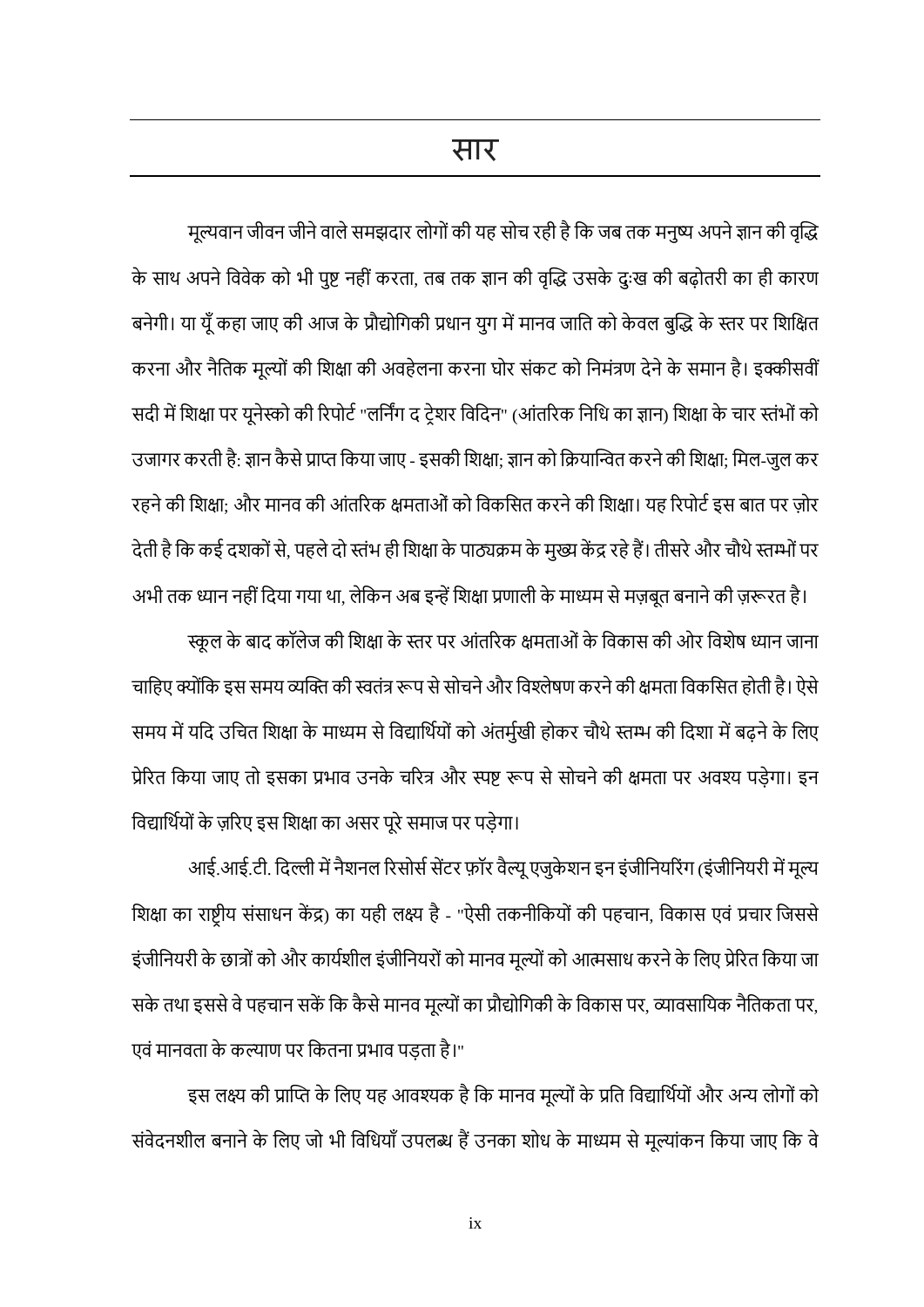# सार

मूल्यवान जीवन जीने वाले समझदार लोगों की यह सोच रही है कि जब तक मनुष्य अपने ज्ञान की वृद्धि के साथ अपने विवेक को भी पुष्ट नहीं करता, तब तक ज्ञान की वृद्धि उसके दुःख की बढ़ोतरी का ही कारण बनेगी। या यूँ कहा जाए की आज के प्रौद्योगिकी प्रधान युग में मानव जाति को केवल बुद्धि के स्तर पर शिक्षित करना और नैतिक मूल्यों की शिक्षा की अवहेलना करना घोर संकट को निमंत्रण देने के समान है। इक्कीसवीं सदी में शिक्षा पर यूनेस्को की रिपोर्ट "लर्निंग द ट्रेशर विदिन" (आंतरिक निधि का ज्ञान) शिक्षा के चार स्तंभों को उजागर करती है: ज्ञान कैसे प्राप्त किया जाए - इसकी शिक्षा; ज्ञान को क्रियान्वित करने की शिक्षा; मिल-जुल कर रहने की शिक्षा; और मानव की आंतरिक क्षमताओं को विकसित करने की शिक्षा। यह रिपोर्ट इस बात पर ज़ोर देती है कि कई दशकों से, पहले दो स्तंभ ही शिक्षा के पाठ्यक्रम के मुख्य केंद्र रहे हैं। तीसरे और चौथे स्तम्भों पर अभी तक ध्यान नहीं दिया गया था, लेकिन अब इन्हें शिक्षा प्रणाली के माध्यम से मज़बूत बनाने की ज़रूरत है।

स्कूल के बाद कॉलेज की शिक्षा के स्तर पर आंतरिक क्षमताओं के विकास की ओर विशेष ध्यान जाना चाहिए क्योंकि इस समय व्यक्ति की स्वतंत्र रूप से सोचने और विश्लेषण करने की क्षमता विकसित होती है। ऐसे समय में यदि उचित शिक्षा के माध्यम से विद्यार्थियों को अंतर्मुखी होकर चौथे स्तम्भ की दिशा में बढ़ने के लिए प्रेरित किया जाए तो इसका प्रभाव उनके चरित्र और स्पष्ट रूप से सोचने की क्षमता पर अवश्य पड़ेगा। इन विद्यार्थियों के ज़रिए इस शिक्षा का असर पूरे समाज पर पड़ेगा।

आई.आई.टी. दिल्ली में नैशनल रिसोर्स सेंटर फ़ॉर वैल्यू एजुकेशन इन इंजीनियरिंग (इंजीनियरी में मूल्य शिक्षा का राष्ट्रीय संसाधन केंद्र) का यही लक्ष्य है - "ऐसी तकनीकियों की पहचान, विकास एवं प्रचार जिससे इंजीनियरी के छात्रों को और कार्यशील इंजीनियरों को मानव मूल्यों को आत्मसाध करने के लिए प्रेरित किया जा सके तथा इससे वे पहचान सकें कि कैसे मानव मूल्यों का प्रौद्योगिकी के विकास पर, व्यावसायिक नैतिकता पर, एवं मानवता के कल्याण पर कितना प्रभाव पड़ता है।"

इस लक्ष्य की प्राप्ति के लिए यह आवश्यक है कि मानव मूल्यों के प्रति विद्यार्थियों और अन्य लोगों को संवेदनशील बनाने के लिए जो भी विधियाँ उपलब्ध हैं उनका शोध के माध्यम से मूल्यांकन किया जाए कि वे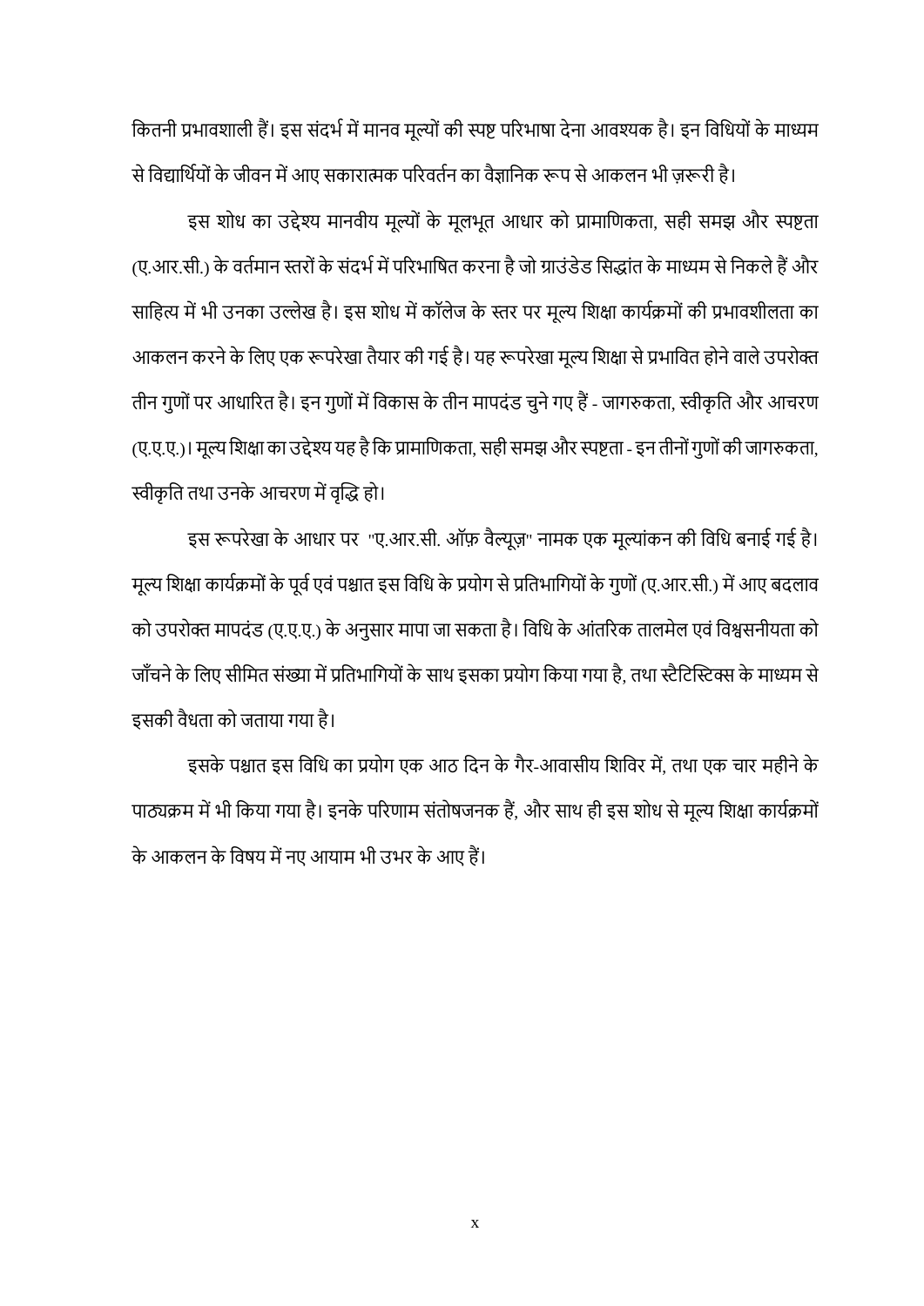कितनी प्रभावशाली हैं। इस संदर्भ में मानव मूल्यों की स्पष्ट परिभाषा देना आवश्यक है। इन विधियों के माध्यम से विद्यार्थियों के जीवन में आए सकारात्मक परिवर्तन का वैज्ञानिक रूप से आकलन भी ज़रूरी है।

इस शोध का उद्देश्य मानवीय मूल्यों के मूलभूत आधार को प्रामाणिकता, सही समझ और स्पष्टता (ए.आर.सी.) के वर्तमान स्तरों के संदर्भ में परिभाषित करना है जो ग्राउंडेड सिद्धांत के माध्यम से निकले हैं और साहित्य में भी उनका उल्लेख है। इस शोध में कॉलेज के स्तर पर मूल्य शिक्षा कार्यक्रमों की प्रभावशीलता का आकलन करने के लिए एक रूपरेखा तैयार की गई है। यह रूपरेखा मूल्य शिक्षा से प्रभावित होने वाले उपरोक्त तीन गुणों पर आधारित है। इन गुणों में विकास के तीन मापदंड चुने गए हैं - जागरुकता, स्वीकृति और आचरण (ए.ए.ए.)। मूल्य शिक्षा का उद्देश्य यह है कि प्रामाणिकता, सही समझ और स्पष्टता - इन तीनों गुणों की जागरुकता, स्वीकृति तथा उनके आचरण में वृद्धि हो।

इस रूपरेखा के आधार पर "ए.आर.सी. ऑफ़ वैल्यूज़" नामक एक मूल्यांकन की विधि बनाई गई है। मूल्य शिक्षा कार्यक्रमों के पूर्व एवं पश्चात इस विधि के प्रयोग से प्रतिभागियों के गुणों (ए.आर.सी.) में आए बदलाव को उपरोक्त मापदंड (ए.ए.ए.) के अनुसार मापा जा सकता है। विधि के आंतरिक तालमेल एवं विश्वसनीयता को जाँचने के लिए सीमित संख्या में प्रतिभागियों के साथ इसका प्रयोग किया गया है, तथा स्टैटिस्टिक्स के माध्यम से इसकी वैधता को जताया गया है।

इसके पश्चात इस विधि का प्रयोग एक आठ दिन के गैर-आवासीय शिविर में, तथा एक चार महीने के पाठ्यक्रम में भी किया गया है। इनके परिणाम संतोषजनक हैं, और साथ ही इस शोध से मूल्य शिक्षा कार्यक्रमों के आकलन के विषय में नए आयाम भी उभर के आए हैं।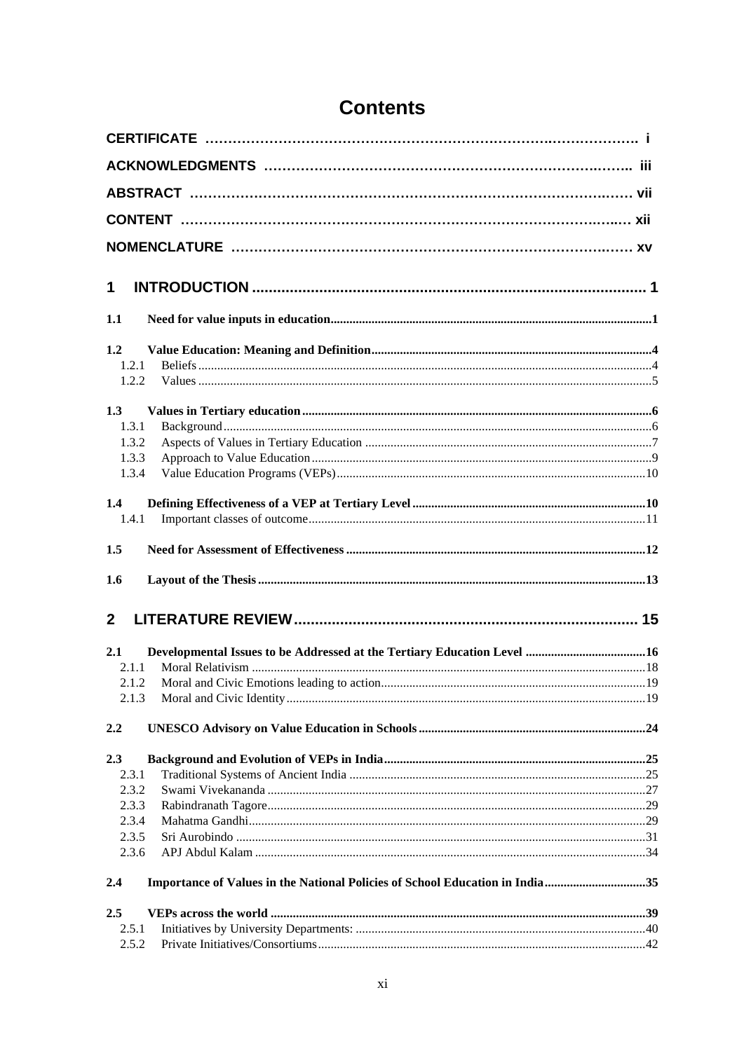# Contents

**CERTIFICATE** ........................................................................................ i

**ACKNOWLEDGMENTS** ............................................................................ iii

**ABSTRACT** ............................................................................................ vii

**CONTENT** ............................................................................................. xii

**NOMENCLATURE** .................................................................................. xv

**1 INTRODUCTION** ..................................................................................... 1

**1.1 Need for value inputs in education** .....................................................................1

**1.2 Value Education: Meaning and Definition** ..........................................................4

1.2.1 Beliefs ..........................................................................................................4

1.2.2 Values ..........................................................................................................5

**1.3 Values in Tertiary education** ..............................................................................6

1.3.1 Background ...................................................................................................6

1.3.2 Aspects of Values in Tertiary Education .......................................................7

1.3.3 Approach to Value Education .......................................................................9

1.3.4 Value Education Programs (VEPs) ..............................................................10

**1.4 Defining Effectiveness of a VEP at Tertiary Level** ...........................................10

1.4.1 Important classes of outcome .......................................................................11

**1.5 Need for Assessment of Effectiveness** ..............................................................12

**1.6 Layout of the Thesis** ..........................................................................................13

**2 LITERATURE REVIEW** ........................................................................... 15

**2.1 Developmental Issues to be Addressed at the Tertiary Education Level** .............16

2.1.1 Moral Relativism ..........................................................................................18

2.1.2 Moral and Civic Emotions leading to action .................................................19

2.1.3 Moral and Civic Identity ...............................................................................19

**2.2 UNESCO Advisory on Value Education in Schools** ..........................................24

**2.3 Background and Evolution of VEPs in India** ....................................................25

2.3.1 Traditional Systems of Ancient India ...........................................................25

2.3.2 Swami Vivekananda .....................................................................................27

2.3.3 Rabindranath Tagore ....................................................................................29

2.3.4 Mahatma Gandhi ..........................................................................................29

2.3.5 Sri Aurobindo ...............................................................................................31

2.3.6 APJ Abdul Kalam .........................................................................................34

**2.4 Importance of Values in the National Policies of School Education in India** ......35

**2.5 VEPs across the world** .......................................................................................39

2.5.1 Initiatives by University Departments: .........................................................40

2.5.2 Private Initiatives/Consortiums .....................................................................42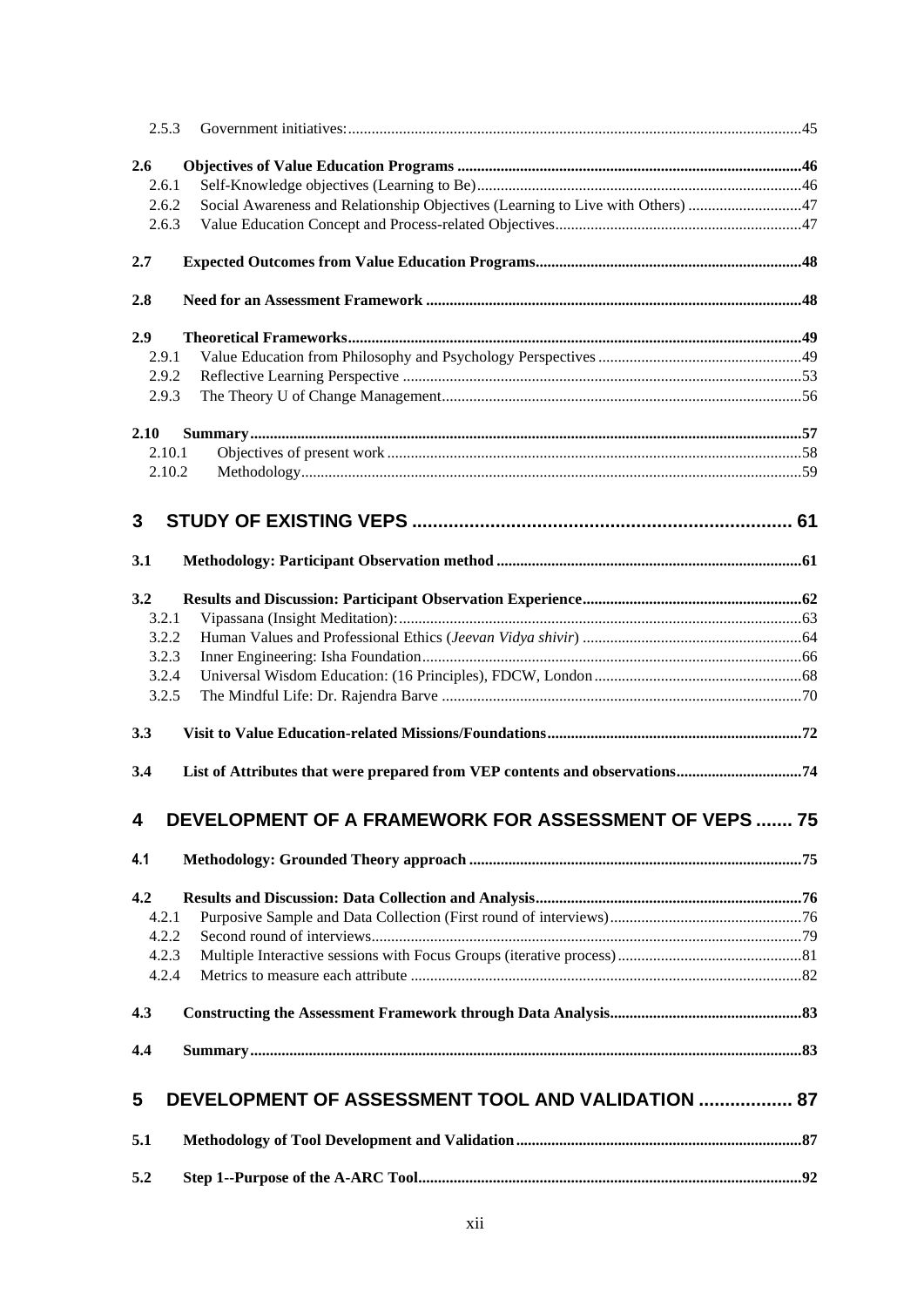2.5.3 Government initiatives: 45

**2.6 Objectives of Value Education Programs 46**

2.6.1 Self-Knowledge objectives (Learning to Be) 46

2.6.2 Social Awareness and Relationship Objectives (Learning to Live with Others) 47

2.6.3 Value Education Concept and Process-related Objectives 47

**2.7 Expected Outcomes from Value Education Programs 48**

**2.8 Need for an Assessment Framework 48**

**2.9 Theoretical Frameworks 49**

2.9.1 Value Education from Philosophy and Psychology Perspectives 49

2.9.2 Reflective Learning Perspective 53

2.9.3 The Theory U of Change Management 56

**2.10 Summary 57**

2.10.1 Objectives of present work 58

2.10.2 Methodology 59

# 3 STUDY OF EXISTING VEPS 61

**3.1 Methodology: Participant Observation method 61**

**3.2 Results and Discussion: Participant Observation Experience 62**

3.2.1 Vipassana (Insight Meditation): 63

3.2.2 Human Values and Professional Ethics (*Jeevan Vidya shivir*) 64

3.2.3 Inner Engineering: Isha Foundation 66

3.2.4 Universal Wisdom Education: (16 Principles), FDCW, London 68

3.2.5 The Mindful Life: Dr. Rajendra Barve 70

**3.3 Visit to Value Education-related Missions/Foundations 72**

**3.4 List of Attributes that were prepared from VEP contents and observations 74**

# 4 DEVELOPMENT OF A FRAMEWORK FOR ASSESSMENT OF VEPS 75

**4.1 Methodology: Grounded Theory approach 75**

**4.2 Results and Discussion: Data Collection and Analysis 76**

4.2.1 Purposive Sample and Data Collection (First round of interviews) 76

4.2.2 Second round of interviews 79

4.2.3 Multiple Interactive sessions with Focus Groups (iterative process) 81

4.2.4 Metrics to measure each attribute 82

**4.3 Constructing the Assessment Framework through Data Analysis 83**

**4.4 Summary 83**

# 5 DEVELOPMENT OF ASSESSMENT TOOL AND VALIDATION 87

**5.1 Methodology of Tool Development and Validation 87**

**5.2 Step 1--Purpose of the A-ARC Tool 92**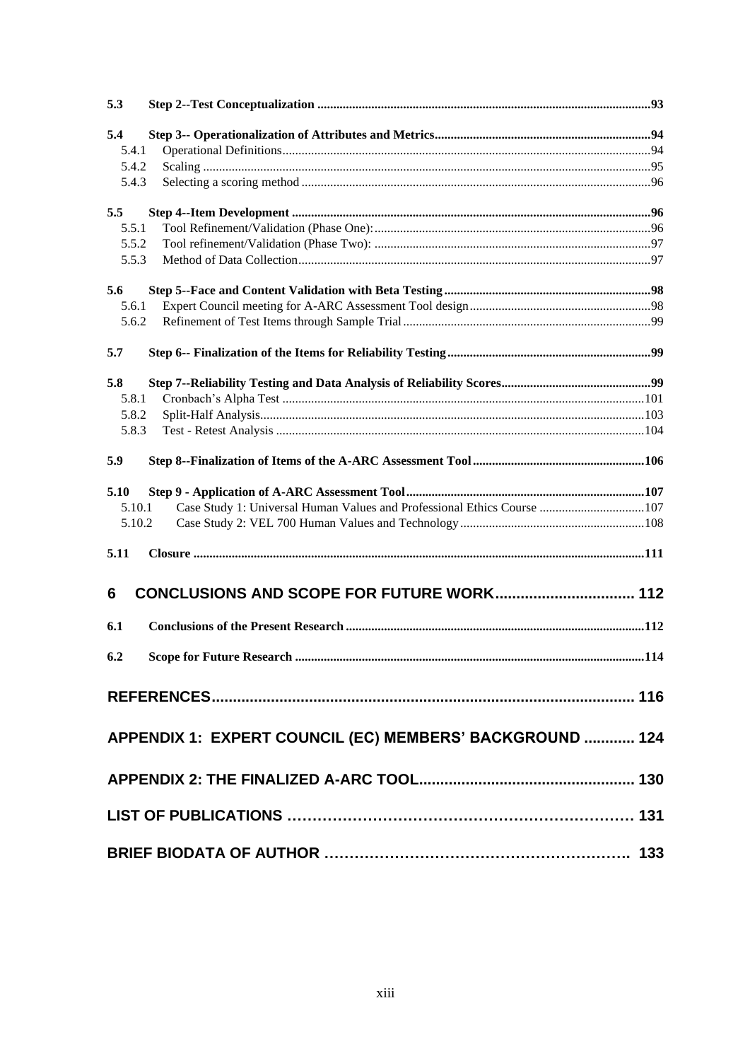**5.3 Step 2--Test Conceptualization ........................................................................................................93**

**5.4 Step 3-- Operationalization of Attributes and Metrics...................................................................94**

5.4.1 Operational Definitions...................................................................................................................94

5.4.2 Scaling ............................................................................................................................................95

5.4.3 Selecting a scoring method .............................................................................................................96

**5.5 Step 4--Item Development ................................................................................................................96**

5.5.1 Tool Refinement/Validation (Phase One):.......................................................................................96

5.5.2 Tool refinement/Validation (Phase Two): .......................................................................................97

5.5.3 Method of Data Collection..............................................................................................................97

**5.6 Step 5--Face and Content Validation with Beta Testing ................................................................98**

5.6.1 Expert Council meeting for A-ARC Assessment Tool design.........................................................98

5.6.2 Refinement of Test Items through Sample Trial .............................................................................99

**5.7 Step 6-- Finalization of the Items for Reliability Testing ................................................................99**

**5.8 Step 7--Reliability Testing and Data Analysis of Reliability Scores..............................................99**

5.8.1 Cronbach's Alpha Test .................................................................................................................101

5.8.2 Split-Half Analysis........................................................................................................................103

5.8.3 Test - Retest Analysis ...................................................................................................................104

**5.9 Step 8--Finalization of Items of the A-ARC Assessment Tool .....................................................106**

**5.10 Step 9 - Application of A-ARC Assessment Tool..........................................................................107**

5.10.1 Case Study 1: Universal Human Values and Professional Ethics Course .................................107

5.10.2 Case Study 2: VEL 700 Human Values and Technology..........................................................108

**5.11 Closure ............................................................................................................................................111**

# 6 CONCLUSIONS AND SCOPE FOR FUTURE WORK................................ 112

**6.1 Conclusions of the Present Research .............................................................................................112**

**6.2 Scope for Future Research .............................................................................................................114**

# REFERENCES.................................................................................................. 116

# APPENDIX 1: EXPERT COUNCIL (EC) MEMBERS' BACKGROUND ............ 124

# APPENDIX 2: THE FINALIZED A-ARC TOOL.................................................. 130

# LIST OF PUBLICATIONS ………………………………………………………… 131

# BRIEF BIODATA OF AUTHOR ……………………………………………………. 133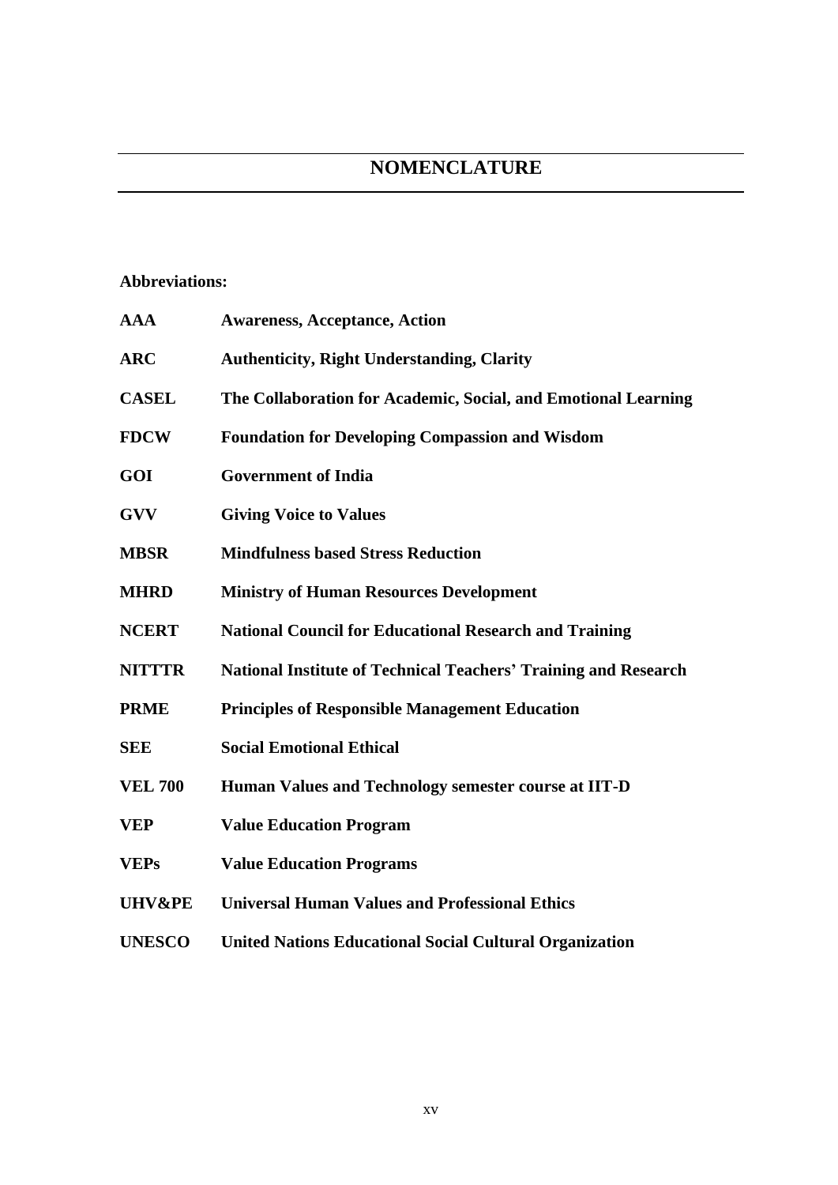# NOMENCLATURE

**Abbreviations:**

| | |
|---|---|
| **AAA** | **Awareness, Acceptance, Action** |
| **ARC** | **Authenticity, Right Understanding, Clarity** |
| **CASEL** | **The Collaboration for Academic, Social, and Emotional Learning** |
| **FDCW** | **Foundation for Developing Compassion and Wisdom** |
| **GOI** | **Government of India** |
| **GVV** | **Giving Voice to Values** |
| **MBSR** | **Mindfulness based Stress Reduction** |
| **MHRD** | **Ministry of Human Resources Development** |
| **NCERT** | **National Council for Educational Research and Training** |
| **NITTTR** | **National Institute of Technical Teachers' Training and Research** |
| **PRME** | **Principles of Responsible Management Education** |
| **SEE** | **Social Emotional Ethical** |
| **VEL 700** | **Human Values and Technology semester course at IIT-D** |
| **VEP** | **Value Education Program** |
| **VEPs** | **Value Education Programs** |
| **UHV&PE** | **Universal Human Values and Professional Ethics** |
| **UNESCO** | **United Nations Educational Social Cultural Organization** |